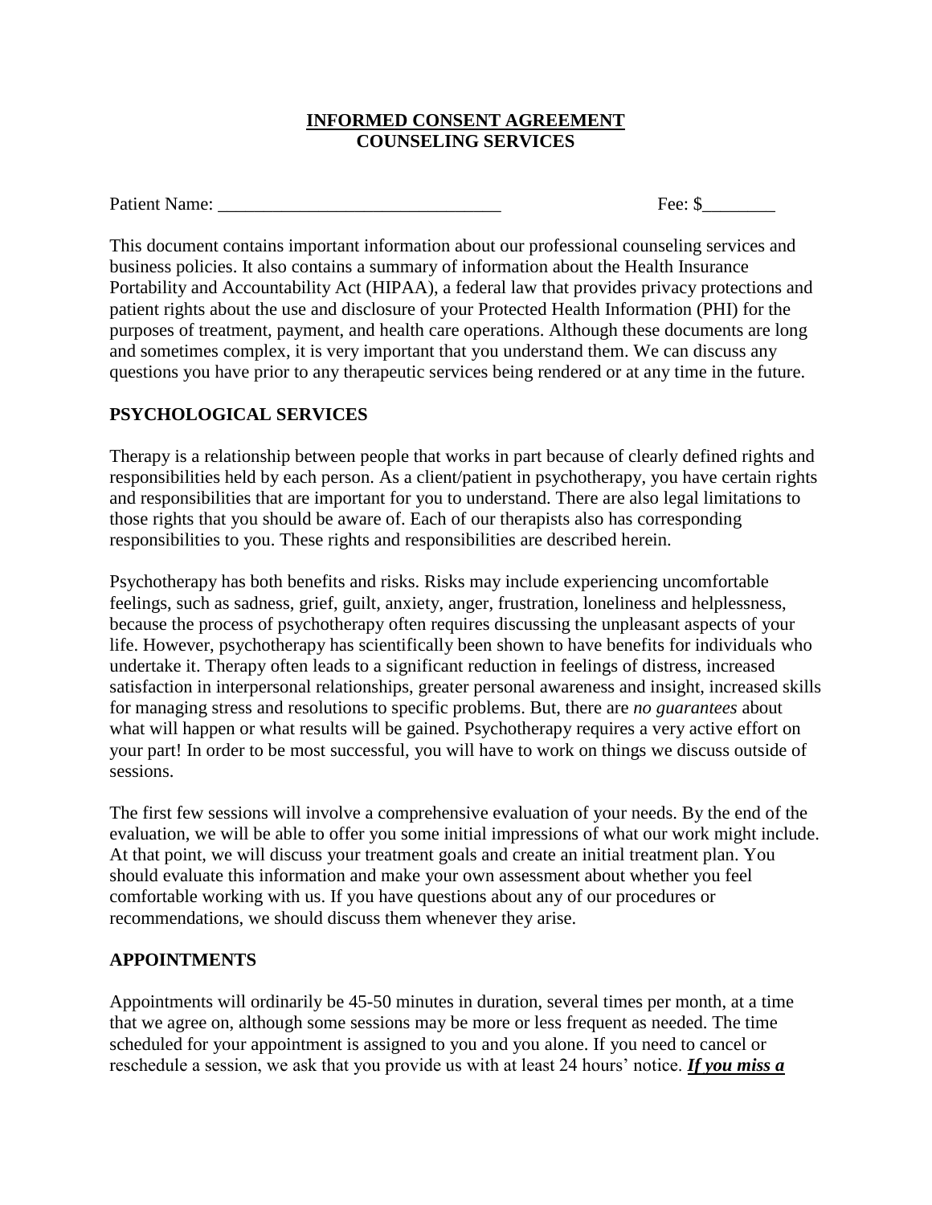# INFORMED CONSENT AGREEMENT
## COUNSELING SERVICES

Patient Name: _______________________________ Fee: $________

This document contains important information about our professional counseling services and business policies. It also contains a summary of information about the Health Insurance Portability and Accountability Act (HIPAA), a federal law that provides privacy protections and patient rights about the use and disclosure of your Protected Health Information (PHI) for the purposes of treatment, payment, and health care operations. Although these documents are long and sometimes complex, it is very important that you understand them. We can discuss any questions you have prior to any therapeutic services being rendered or at any time in the future.

## PSYCHOLOGICAL SERVICES

Therapy is a relationship between people that works in part because of clearly defined rights and responsibilities held by each person. As a client/patient in psychotherapy, you have certain rights and responsibilities that are important for you to understand. There are also legal limitations to those rights that you should be aware of. Each of our therapists also has corresponding responsibilities to you. These rights and responsibilities are described herein.

Psychotherapy has both benefits and risks. Risks may include experiencing uncomfortable feelings, such as sadness, grief, guilt, anxiety, anger, frustration, loneliness and helplessness, because the process of psychotherapy often requires discussing the unpleasant aspects of your life. However, psychotherapy has scientifically been shown to have benefits for individuals who undertake it. Therapy often leads to a significant reduction in feelings of distress, increased satisfaction in interpersonal relationships, greater personal awareness and insight, increased skills for managing stress and resolutions to specific problems. But, there are *no guarantees* about what will happen or what results will be gained. Psychotherapy requires a very active effort on your part! In order to be most successful, you will have to work on things we discuss outside of sessions.

The first few sessions will involve a comprehensive evaluation of your needs. By the end of the evaluation, we will be able to offer you some initial impressions of what our work might include. At that point, we will discuss your treatment goals and create an initial treatment plan. You should evaluate this information and make your own assessment about whether you feel comfortable working with us. If you have questions about any of our procedures or recommendations, we should discuss them whenever they arise.

## APPOINTMENTS

Appointments will ordinarily be 45-50 minutes in duration, several times per month, at a time that we agree on, although some sessions may be more or less frequent as needed. The time scheduled for your appointment is assigned to you and you alone. If you need to cancel or reschedule a session, we ask that you provide us with at least 24 hours' notice. ***If you miss a***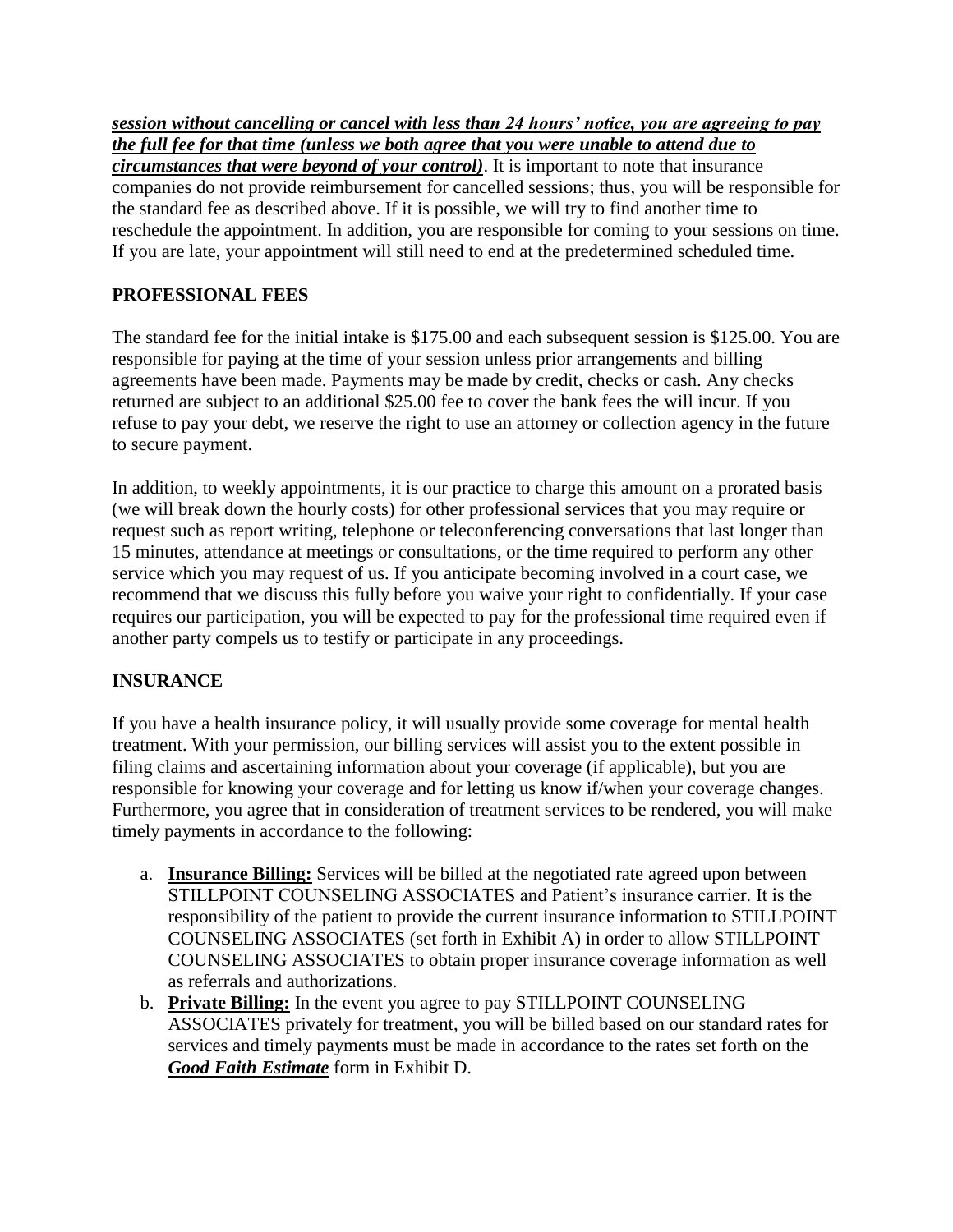***session without cancelling or cancel with less than 24 hours' notice, you are agreeing to pay the full fee for that time (unless we both agree that you were unable to attend due to circumstances that were beyond of your control)***. It is important to note that insurance companies do not provide reimbursement for cancelled sessions; thus, you will be responsible for the standard fee as described above. If it is possible, we will try to find another time to reschedule the appointment. In addition, you are responsible for coming to your sessions on time. If you are late, your appointment will still need to end at the predetermined scheduled time.

## PROFESSIONAL FEES

The standard fee for the initial intake is $175.00 and each subsequent session is $125.00. You are responsible for paying at the time of your session unless prior arrangements and billing agreements have been made. Payments may be made by credit, checks or cash. Any checks returned are subject to an additional $25.00 fee to cover the bank fees the will incur. If you refuse to pay your debt, we reserve the right to use an attorney or collection agency in the future to secure payment.

In addition, to weekly appointments, it is our practice to charge this amount on a prorated basis (we will break down the hourly costs) for other professional services that you may require or request such as report writing, telephone or teleconferencing conversations that last longer than 15 minutes, attendance at meetings or consultations, or the time required to perform any other service which you may request of us. If you anticipate becoming involved in a court case, we recommend that we discuss this fully before you waive your right to confidentially. If your case requires our participation, you will be expected to pay for the professional time required even if another party compels us to testify or participate in any proceedings.

## INSURANCE

If you have a health insurance policy, it will usually provide some coverage for mental health treatment. With your permission, our billing services will assist you to the extent possible in filing claims and ascertaining information about your coverage (if applicable), but you are responsible for knowing your coverage and for letting us know if/when your coverage changes. Furthermore, you agree that in consideration of treatment services to be rendered, you will make timely payments in accordance to the following:

a. **Insurance Billing:** Services will be billed at the negotiated rate agreed upon between STILLPOINT COUNSELING ASSOCIATES and Patient's insurance carrier. It is the responsibility of the patient to provide the current insurance information to STILLPOINT COUNSELING ASSOCIATES (set forth in Exhibit A) in order to allow STILLPOINT COUNSELING ASSOCIATES to obtain proper insurance coverage information as well as referrals and authorizations.
b. **Private Billing:** In the event you agree to pay STILLPOINT COUNSELING ASSOCIATES privately for treatment, you will be billed based on our standard rates for services and timely payments must be made in accordance to the rates set forth on the ***Good Faith Estimate*** form in Exhibit D.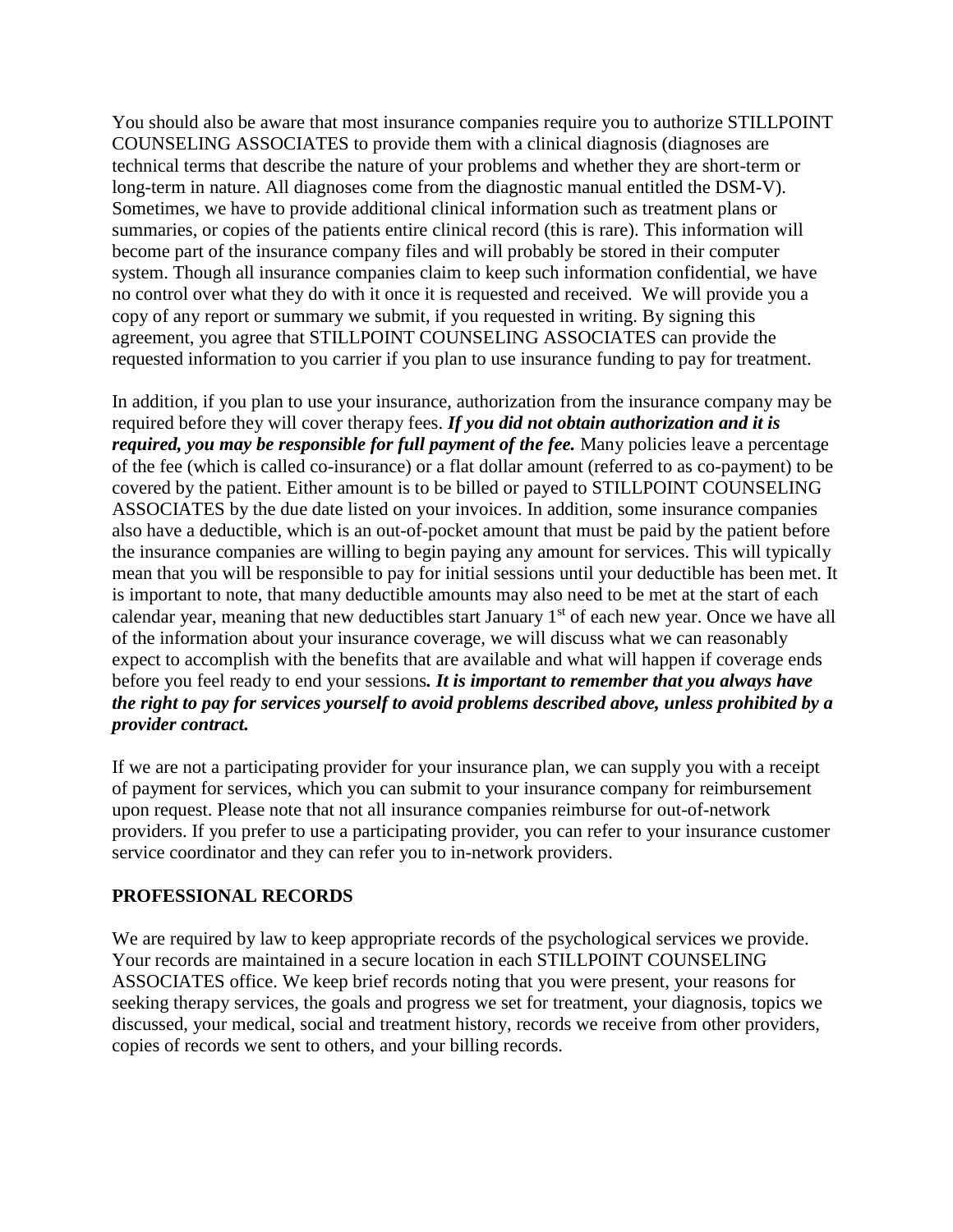You should also be aware that most insurance companies require you to authorize STILLPOINT COUNSELING ASSOCIATES to provide them with a clinical diagnosis (diagnoses are technical terms that describe the nature of your problems and whether they are short-term or long-term in nature. All diagnoses come from the diagnostic manual entitled the DSM-V). Sometimes, we have to provide additional clinical information such as treatment plans or summaries, or copies of the patients entire clinical record (this is rare). This information will become part of the insurance company files and will probably be stored in their computer system. Though all insurance companies claim to keep such information confidential, we have no control over what they do with it once it is requested and received. We will provide you a copy of any report or summary we submit, if you requested in writing. By signing this agreement, you agree that STILLPOINT COUNSELING ASSOCIATES can provide the requested information to you carrier if you plan to use insurance funding to pay for treatment.

In addition, if you plan to use your insurance, authorization from the insurance company may be required before they will cover therapy fees. ***If you did not obtain authorization and it is required, you may be responsible for full payment of the fee.*** Many policies leave a percentage of the fee (which is called co-insurance) or a flat dollar amount (referred to as co-payment) to be covered by the patient. Either amount is to be billed or payed to STILLPOINT COUNSELING ASSOCIATES by the due date listed on your invoices. In addition, some insurance companies also have a deductible, which is an out-of-pocket amount that must be paid by the patient before the insurance companies are willing to begin paying any amount for services. This will typically mean that you will be responsible to pay for initial sessions until your deductible has been met. It is important to note, that many deductible amounts may also need to be met at the start of each calendar year, meaning that new deductibles start January 1st of each new year. Once we have all of the information about your insurance coverage, we will discuss what we can reasonably expect to accomplish with the benefits that are available and what will happen if coverage ends before you feel ready to end your sessions***. It is important to remember that you always have the right to pay for services yourself to avoid problems described above, unless prohibited by a provider contract.***

If we are not a participating provider for your insurance plan, we can supply you with a receipt of payment for services, which you can submit to your insurance company for reimbursement upon request. Please note that not all insurance companies reimburse for out-of-network providers. If you prefer to use a participating provider, you can refer to your insurance customer service coordinator and they can refer you to in-network providers.

## PROFESSIONAL RECORDS

We are required by law to keep appropriate records of the psychological services we provide. Your records are maintained in a secure location in each STILLPOINT COUNSELING ASSOCIATES office. We keep brief records noting that you were present, your reasons for seeking therapy services, the goals and progress we set for treatment, your diagnosis, topics we discussed, your medical, social and treatment history, records we receive from other providers, copies of records we sent to others, and your billing records.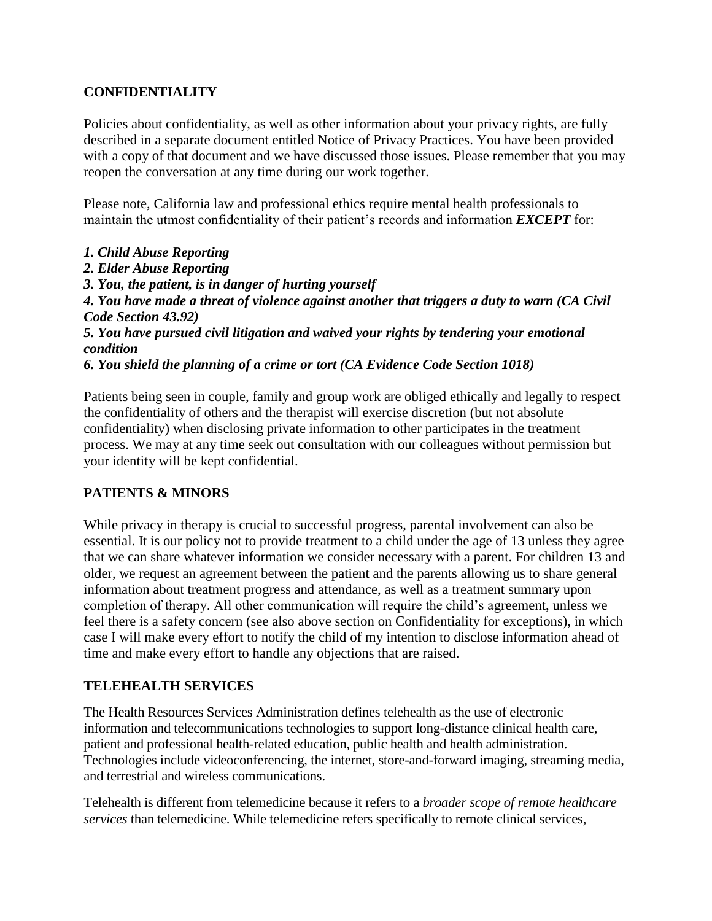## CONFIDENTIALITY

Policies about confidentiality, as well as other information about your privacy rights, are fully described in a separate document entitled Notice of Privacy Practices. You have been provided with a copy of that document and we have discussed those issues. Please remember that you may reopen the conversation at any time during our work together.

Please note, California law and professional ethics require mental health professionals to maintain the utmost confidentiality of their patient's records and information ***EXCEPT*** for:

***1. Child Abuse Reporting***
***2. Elder Abuse Reporting***
***3. You, the patient, is in danger of hurting yourself***
***4. You have made a threat of violence against another that triggers a duty to warn (CA Civil Code Section 43.92)***
***5. You have pursued civil litigation and waived your rights by tendering your emotional condition***
***6. You shield the planning of a crime or tort (CA Evidence Code Section 1018)***

Patients being seen in couple, family and group work are obliged ethically and legally to respect the confidentiality of others and the therapist will exercise discretion (but not absolute confidentiality) when disclosing private information to other participates in the treatment process. We may at any time seek out consultation with our colleagues without permission but your identity will be kept confidential.

## PATIENTS & MINORS

While privacy in therapy is crucial to successful progress, parental involvement can also be essential. It is our policy not to provide treatment to a child under the age of 13 unless they agree that we can share whatever information we consider necessary with a parent. For children 13 and older, we request an agreement between the patient and the parents allowing us to share general information about treatment progress and attendance, as well as a treatment summary upon completion of therapy. All other communication will require the child's agreement, unless we feel there is a safety concern (see also above section on Confidentiality for exceptions), in which case I will make every effort to notify the child of my intention to disclose information ahead of time and make every effort to handle any objections that are raised.

## TELEHEALTH SERVICES

The Health Resources Services Administration defines telehealth as the use of electronic information and telecommunications technologies to support long-distance clinical health care, patient and professional health-related education, public health and health administration. Technologies include videoconferencing, the internet, store-and-forward imaging, streaming media, and terrestrial and wireless communications.

Telehealth is different from telemedicine because it refers to a *broader scope of remote healthcare services* than telemedicine. While telemedicine refers specifically to remote clinical services,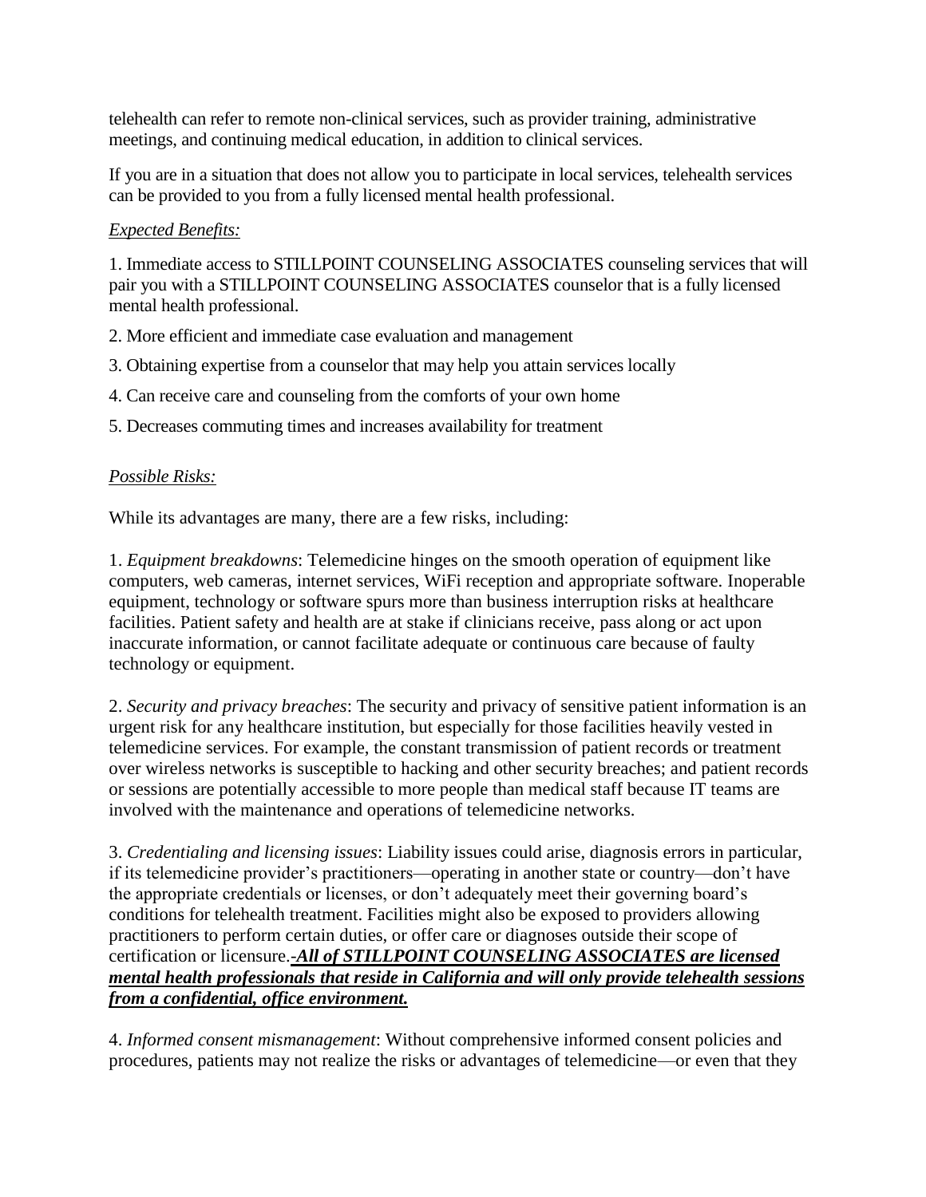telehealth can refer to remote non-clinical services, such as provider training, administrative meetings, and continuing medical education, in addition to clinical services.

If you are in a situation that does not allow you to participate in local services, telehealth services can be provided to you from a fully licensed mental health professional.

*Expected Benefits:*

1. Immediate access to STILLPOINT COUNSELING ASSOCIATES counseling services that will pair you with a STILLPOINT COUNSELING ASSOCIATES counselor that is a fully licensed mental health professional.
2. More efficient and immediate case evaluation and management
3. Obtaining expertise from a counselor that may help you attain services locally
4. Can receive care and counseling from the comforts of your own home
5. Decreases commuting times and increases availability for treatment

*Possible Risks:*

While its advantages are many, there are a few risks, including:

1. *Equipment breakdowns*: Telemedicine hinges on the smooth operation of equipment like computers, web cameras, internet services, WiFi reception and appropriate software. Inoperable equipment, technology or software spurs more than business interruption risks at healthcare facilities. Patient safety and health are at stake if clinicians receive, pass along or act upon inaccurate information, or cannot facilitate adequate or continuous care because of faulty technology or equipment.

2. *Security and privacy breaches*: The security and privacy of sensitive patient information is an urgent risk for any healthcare institution, but especially for those facilities heavily vested in telemedicine services. For example, the constant transmission of patient records or treatment over wireless networks is susceptible to hacking and other security breaches; and patient records or sessions are potentially accessible to more people than medical staff because IT teams are involved with the maintenance and operations of telemedicine networks.

3. *Credentialing and licensing issues*: Liability issues could arise, diagnosis errors in particular, if its telemedicine provider's practitioners—operating in another state or country—don't have the appropriate credentials or licenses, or don't adequately meet their governing board's conditions for telehealth treatment. Facilities might also be exposed to providers allowing practitioners to perform certain duties, or offer care or diagnoses outside their scope of certification or licensure.-***All of STILLPOINT COUNSELING ASSOCIATES are licensed mental health professionals that reside in California and will only provide telehealth sessions from a confidential, office environment.***

4. *Informed consent mismanagement*: Without comprehensive informed consent policies and procedures, patients may not realize the risks or advantages of telemedicine—or even that they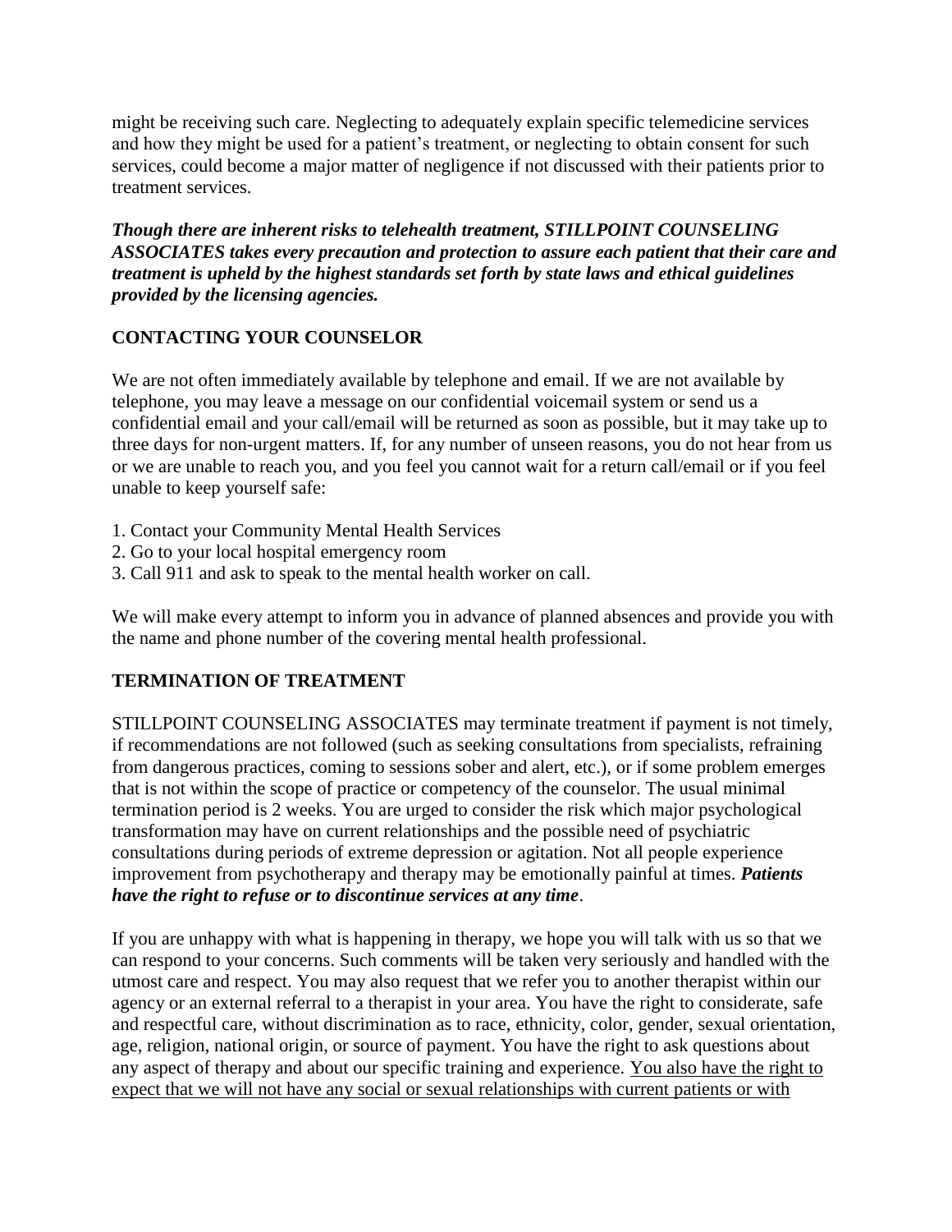might be receiving such care. Neglecting to adequately explain specific telemedicine services and how they might be used for a patient's treatment, or neglecting to obtain consent for such services, could become a major matter of negligence if not discussed with their patients prior to treatment services.

***Though there are inherent risks to telehealth treatment, STILLPOINT COUNSELING ASSOCIATES takes every precaution and protection to assure each patient that their care and treatment is upheld by the highest standards set forth by state laws and ethical guidelines provided by the licensing agencies.***

## CONTACTING YOUR COUNSELOR

We are not often immediately available by telephone and email. If we are not available by telephone, you may leave a message on our confidential voicemail system or send us a confidential email and your call/email will be returned as soon as possible, but it may take up to three days for non-urgent matters. If, for any number of unseen reasons, you do not hear from us or we are unable to reach you, and you feel you cannot wait for a return call/email or if you feel unable to keep yourself safe:

1. Contact your Community Mental Health Services
2. Go to your local hospital emergency room
3. Call 911 and ask to speak to the mental health worker on call.

We will make every attempt to inform you in advance of planned absences and provide you with the name and phone number of the covering mental health professional.

## TERMINATION OF TREATMENT

STILLPOINT COUNSELING ASSOCIATES may terminate treatment if payment is not timely, if recommendations are not followed (such as seeking consultations from specialists, refraining from dangerous practices, coming to sessions sober and alert, etc.), or if some problem emerges that is not within the scope of practice or competency of the counselor. The usual minimal termination period is 2 weeks. You are urged to consider the risk which major psychological transformation may have on current relationships and the possible need of psychiatric consultations during periods of extreme depression or agitation. Not all people experience improvement from psychotherapy and therapy may be emotionally painful at times. ***Patients have the right to refuse or to discontinue services at any time***.

If you are unhappy with what is happening in therapy, we hope you will talk with us so that we can respond to your concerns. Such comments will be taken very seriously and handled with the utmost care and respect. You may also request that we refer you to another therapist within our agency or an external referral to a therapist in your area. You have the right to considerate, safe and respectful care, without discrimination as to race, ethnicity, color, gender, sexual orientation, age, religion, national origin, or source of payment. You have the right to ask questions about any aspect of therapy and about our specific training and experience. <u>You also have the right to expect that we will not have any social or sexual relationships with current patients or with</u>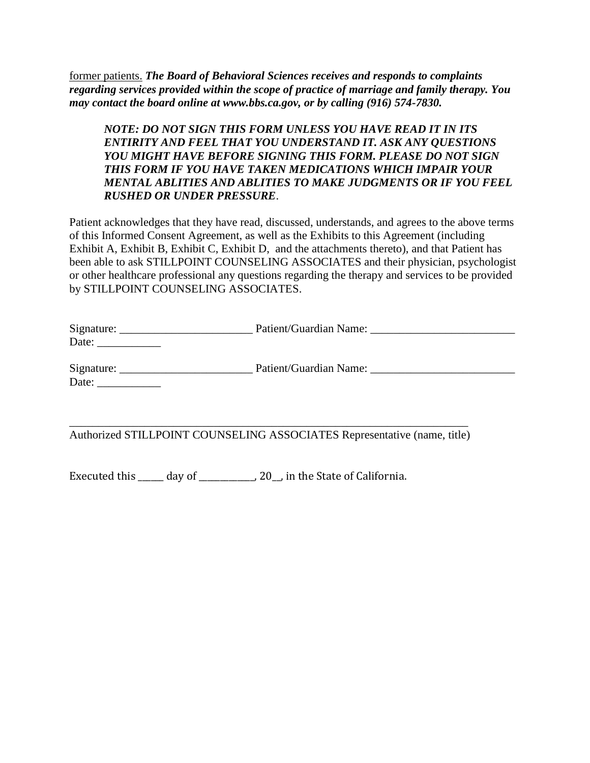former patients. ***The Board of Behavioral Sciences receives and responds to complaints regarding services provided within the scope of practice of marriage and family therapy. You may contact the board online at www.bbs.ca.gov, or by calling (916) 574-7830.***

> ***NOTE: DO NOT SIGN THIS FORM UNLESS YOU HAVE READ IT IN ITS ENTIRITY AND FEEL THAT YOU UNDERSTAND IT. ASK ANY QUESTIONS YOU MIGHT HAVE BEFORE SIGNING THIS FORM. PLEASE DO NOT SIGN THIS FORM IF YOU HAVE TAKEN MEDICATIONS WHICH IMPAIR YOUR MENTAL ABLITIES AND ABLITIES TO MAKE JUDGMENTS OR IF YOU FEEL RUSHED OR UNDER PRESSURE***.

Patient acknowledges that they have read, discussed, understands, and agrees to the above terms of this Informed Consent Agreement, as well as the Exhibits to this Agreement (including Exhibit A, Exhibit B, Exhibit C, Exhibit D, and the attachments thereto), and that Patient has been able to ask STILLPOINT COUNSELING ASSOCIATES and their physician, psychologist or other healthcare professional any questions regarding the therapy and services to be provided by STILLPOINT COUNSELING ASSOCIATES.

Signature: _______________________ Patient/Guardian Name: _________________________
Date: ___________

Signature: _______________________ Patient/Guardian Name: _________________________
Date: ___________

_______________________________________________________________________
Authorized STILLPOINT COUNSELING ASSOCIATES Representative (name, title)

Executed this _____ day of ___________, 20__, in the State of California.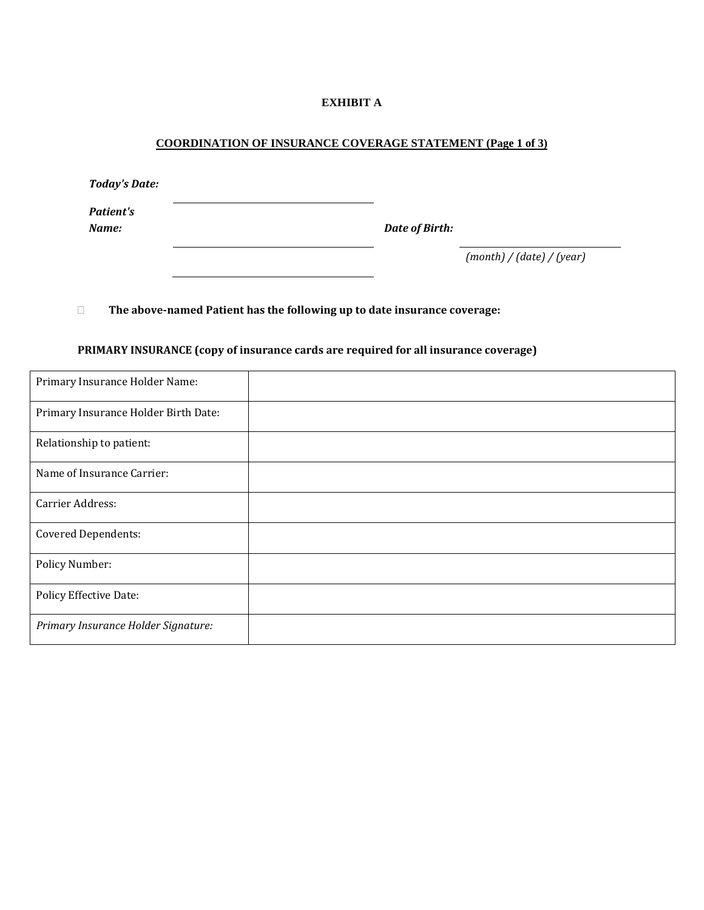**EXHIBIT A**

**COORDINATION OF INSURANCE COVERAGE STATEMENT (Page 1 of 3)**

***Today's Date:*** ______________________________

***Patient's Name:*** ______________________________ ***Date of Birth:*** ______________________

______________________________ *(month) / (date) / (year)*

☐ **The above-named Patient has the following up to date insurance coverage:**

**PRIMARY INSURANCE (copy of insurance cards are required for all insurance coverage)**

| | |
|---|---|
| Primary Insurance Holder Name: | |
| Primary Insurance Holder Birth Date: | |
| Relationship to patient: | |
| Name of Insurance Carrier: | |
| Carrier Address: | |
| Covered Dependents: | |
| Policy Number: | |
| Policy Effective Date: | |
| *Primary Insurance Holder Signature:* | |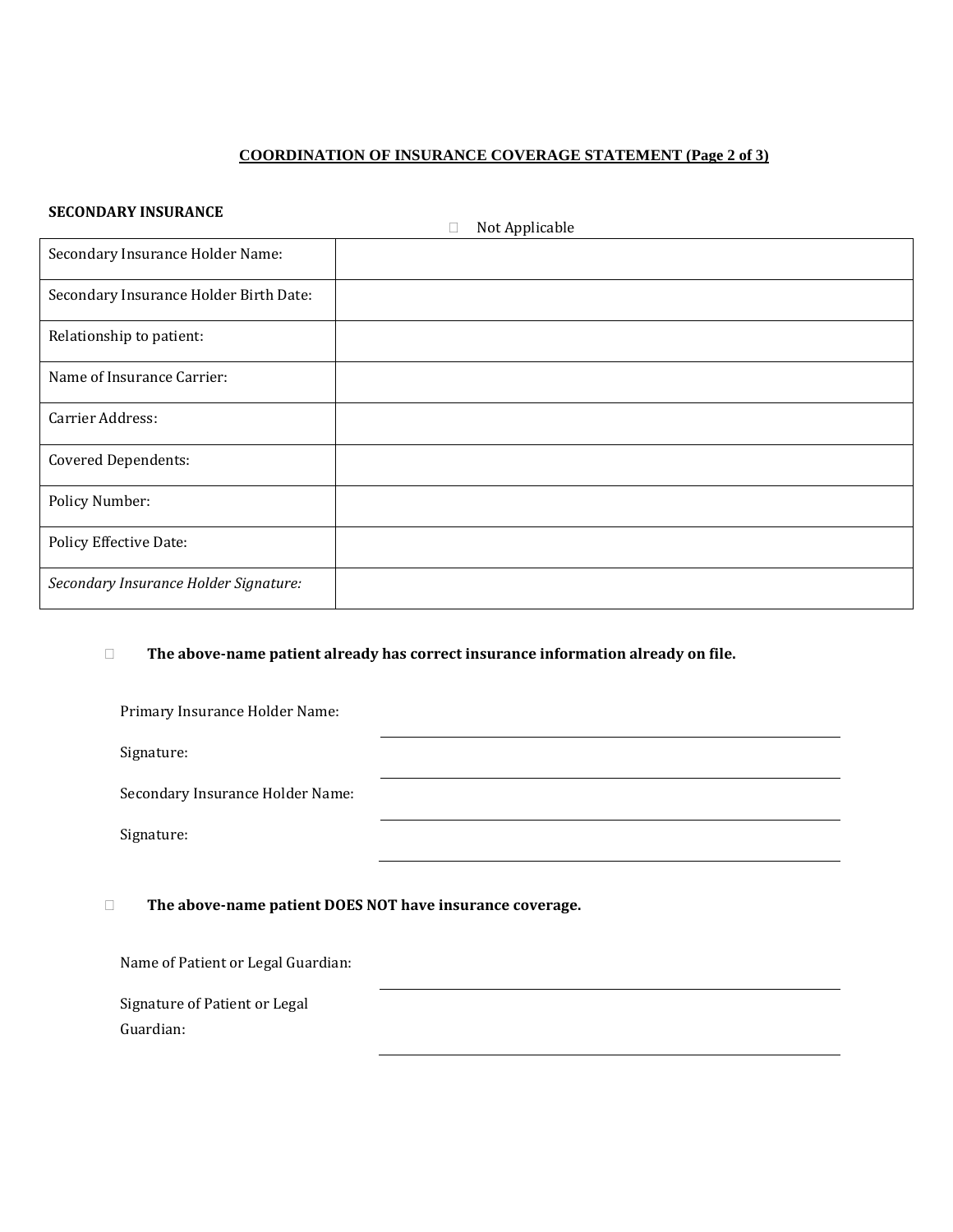**COORDINATION OF INSURANCE COVERAGE STATEMENT (Page 2 of 3)**

**SECONDARY INSURANCE**

☐ Not Applicable

| Secondary Insurance Holder Name: | |
|---|---|
| Secondary Insurance Holder Birth Date: | |
| Relationship to patient: | |
| Name of Insurance Carrier: | |
| Carrier Address: | |
| Covered Dependents: | |
| Policy Number: | |
| Policy Effective Date: | |
| *Secondary Insurance Holder Signature:* | |

☐ **The above-name patient already has correct insurance information already on file.**

Primary Insurance Holder Name: ______________________________

Signature: ______________________________

Secondary Insurance Holder Name: ______________________________

Signature: ______________________________

☐ **The above-name patient DOES NOT have insurance coverage.**

Name of Patient or Legal Guardian: ______________________________

Signature of Patient or Legal Guardian: ______________________________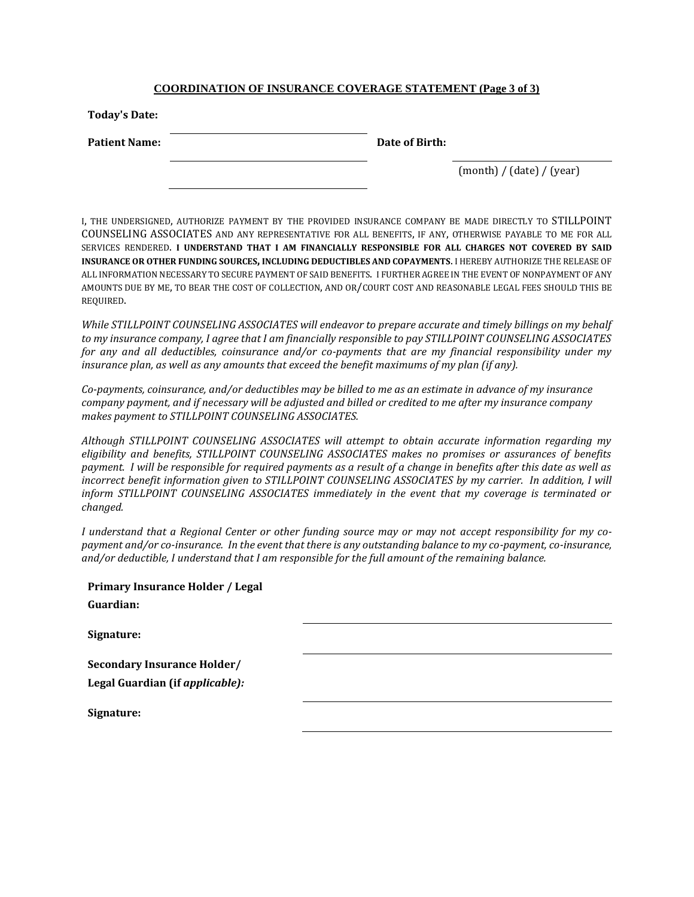**COORDINATION OF INSURANCE COVERAGE STATEMENT (Page 3 of 3)**

**Today's Date:** ______________________

**Patient Name:** ______________________ **Date of Birth:** ______________________

(month) / (date) / (year)

I, THE UNDERSIGNED, AUTHORIZE PAYMENT BY THE PROVIDED INSURANCE COMPANY BE MADE DIRECTLY TO STILLPOINT COUNSELING ASSOCIATES AND ANY REPRESENTATIVE FOR ALL BENEFITS, IF ANY, OTHERWISE PAYABLE TO ME FOR ALL SERVICES RENDERED. **I UNDERSTAND THAT I AM FINANCIALLY RESPONSIBLE FOR ALL CHARGES NOT COVERED BY SAID INSURANCE OR OTHER FUNDING SOURCES, INCLUDING DEDUCTIBLES AND COPAYMENTS.** I HEREBY AUTHORIZE THE RELEASE OF ALL INFORMATION NECESSARY TO SECURE PAYMENT OF SAID BENEFITS. I FURTHER AGREE IN THE EVENT OF NONPAYMENT OF ANY AMOUNTS DUE BY ME, TO BEAR THE COST OF COLLECTION, AND OR/COURT COST AND REASONABLE LEGAL FEES SHOULD THIS BE REQUIRED.

*While STILLPOINT COUNSELING ASSOCIATES will endeavor to prepare accurate and timely billings on my behalf to my insurance company, I agree that I am financially responsible to pay STILLPOINT COUNSELING ASSOCIATES for any and all deductibles, coinsurance and/or co-payments that are my financial responsibility under my insurance plan, as well as any amounts that exceed the benefit maximums of my plan (if any).*

*Co-payments, coinsurance, and/or deductibles may be billed to me as an estimate in advance of my insurance company payment, and if necessary will be adjusted and billed or credited to me after my insurance company makes payment to STILLPOINT COUNSELING ASSOCIATES.*

*Although STILLPOINT COUNSELING ASSOCIATES will attempt to obtain accurate information regarding my eligibility and benefits, STILLPOINT COUNSELING ASSOCIATES makes no promises or assurances of benefits payment. I will be responsible for required payments as a result of a change in benefits after this date as well as incorrect benefit information given to STILLPOINT COUNSELING ASSOCIATES by my carrier. In addition, I will inform STILLPOINT COUNSELING ASSOCIATES immediately in the event that my coverage is terminated or changed.*

*I understand that a Regional Center or other funding source may or may not accept responsibility for my co-payment and/or co-insurance. In the event that there is any outstanding balance to my co-payment, co-insurance, and/or deductible, I understand that I am responsible for the full amount of the remaining balance.*

**Primary Insurance Holder / Legal Guardian:** ______________________

**Signature:** ______________________

**Secondary Insurance Holder/ Legal Guardian (if *applicable):*** ______________________

**Signature:** ______________________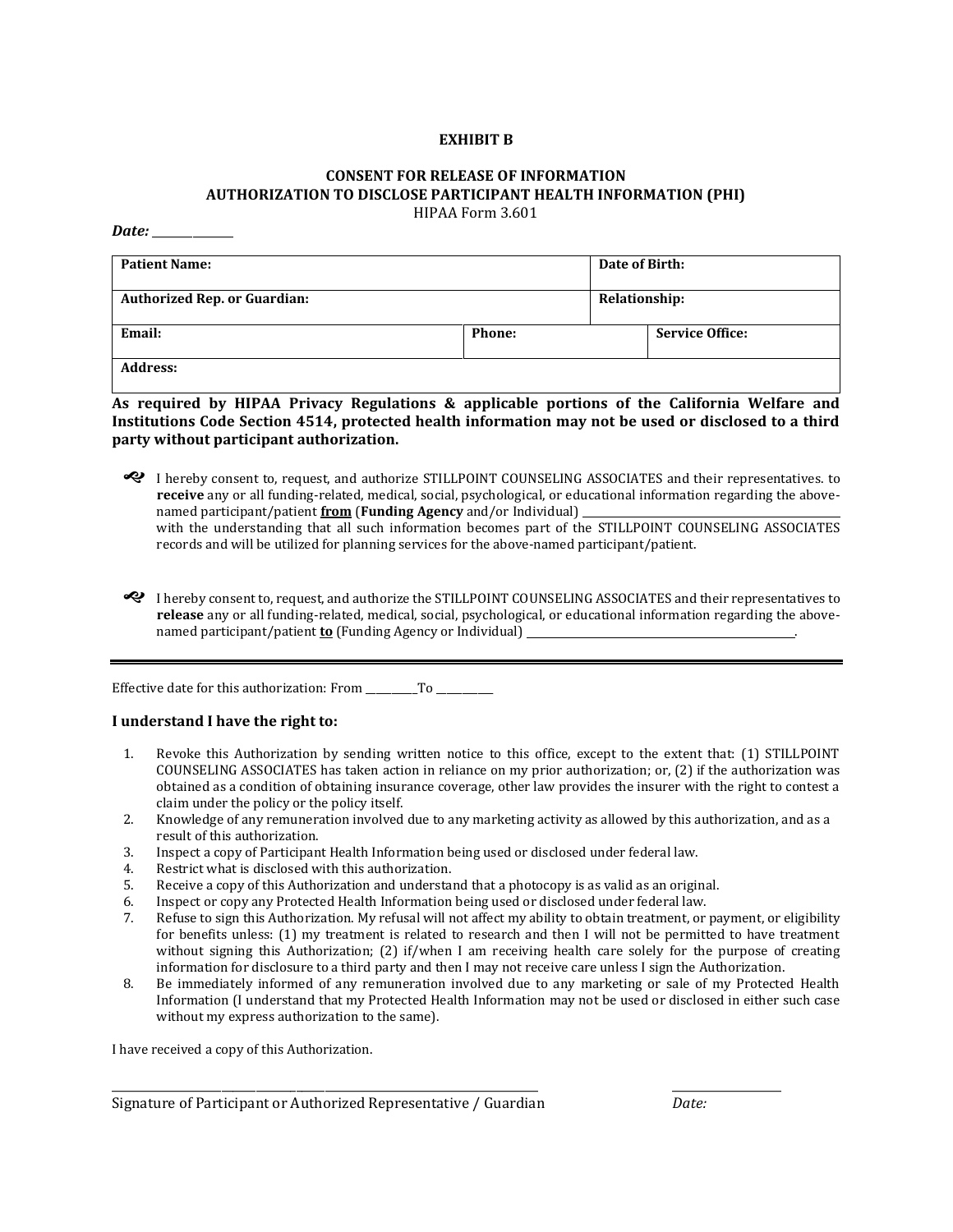**EXHIBIT B**

**CONSENT FOR RELEASE OF INFORMATION**
**AUTHORIZATION TO DISCLOSE PARTICIPANT HEALTH INFORMATION (PHI)**
HIPAA Form 3.601

***Date:*** _______________

| **Patient Name:** | | **Date of Birth:** |
|---|---|---|
| **Authorized Rep. or Guardian:** | | **Relationship:** |
| **Email:** | **Phone:** | **Service Office:** |
| **Address:** | | |

**As required by HIPAA Privacy Regulations & applicable portions of the California Welfare and Institutions Code Section 4514, protected health information may not be used or disclosed to a third party without participant authorization.**

- I hereby consent to, request, and authorize STILLPOINT COUNSELING ASSOCIATES and their representatives. to **receive** any or all funding-related, medical, social, psychological, or educational information regarding the above-named participant/patient **from** (**Funding Agency** and/or Individual) _______________________________________ with the understanding that all such information becomes part of the STILLPOINT COUNSELING ASSOCIATES records and will be utilized for planning services for the above-named participant/patient.

- I hereby consent to, request, and authorize the STILLPOINT COUNSELING ASSOCIATES and their representatives to **release** any or all funding-related, medical, social, psychological, or educational information regarding the above-named participant/patient **to** (Funding Agency or Individual) _______________________________________.

---

Effective date for this authorization: From __________To ___________

### I understand I have the right to:

1. Revoke this Authorization by sending written notice to this office, except to the extent that: (1) STILLPOINT COUNSELING ASSOCIATES has taken action in reliance on my prior authorization; or, (2) if the authorization was obtained as a condition of obtaining insurance coverage, other law provides the insurer with the right to contest a claim under the policy or the policy itself.
2. Knowledge of any remuneration involved due to any marketing activity as allowed by this authorization, and as a result of this authorization.
3. Inspect a copy of Participant Health Information being used or disclosed under federal law.
4. Restrict what is disclosed with this authorization.
5. Receive a copy of this Authorization and understand that a photocopy is as valid as an original.
6. Inspect or copy any Protected Health Information being used or disclosed under federal law.
7. Refuse to sign this Authorization. My refusal will not affect my ability to obtain treatment, or payment, or eligibility for benefits unless: (1) my treatment is related to research and then I will not be permitted to have treatment without signing this Authorization; (2) if/when I am receiving health care solely for the purpose of creating information for disclosure to a third party and then I may not receive care unless I sign the Authorization.
8. Be immediately informed of any remuneration involved due to any marketing or sale of my Protected Health Information (I understand that my Protected Health Information may not be used or disclosed in either such case without my express authorization to the same).

I have received a copy of this Authorization.

_______________________________________________________ ___________________

Signature of Participant or Authorized Representative / Guardian *Date:*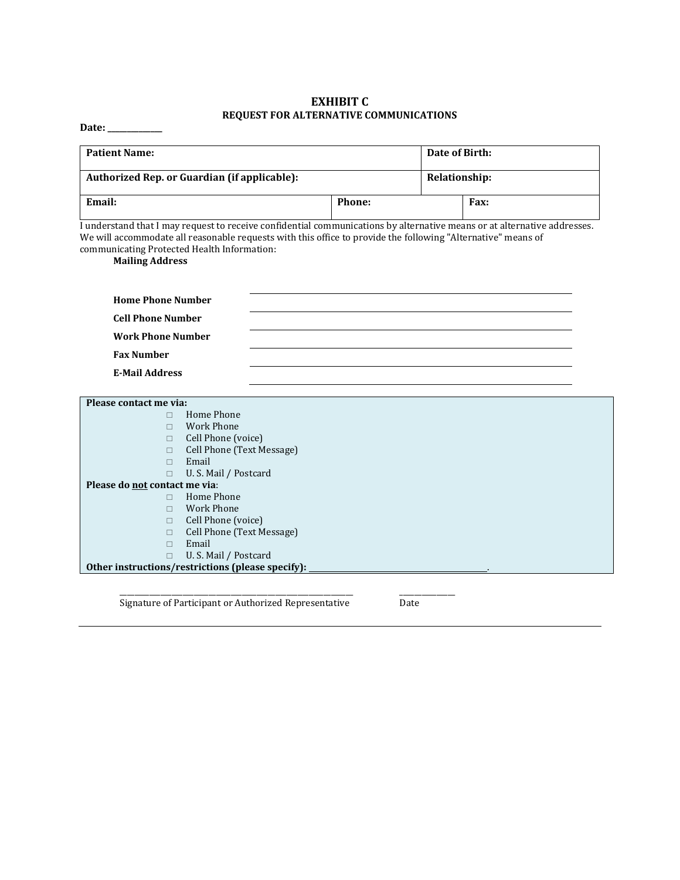# EXHIBIT C

## REQUEST FOR ALTERNATIVE COMMUNICATIONS

**Date:** _____________

| **Patient Name:** | | **Date of Birth:** |
|---|---|---|
| **Authorized Rep. or Guardian (if applicable):** | | **Relationship:** |
| **Email:** | **Phone:** | **Fax:** |

I understand that I may request to receive confidential communications by alternative means or at alternative addresses. We will accommodate all reasonable requests with this office to provide the following "Alternative" means of communicating Protected Health Information:

**Mailing Address** ____________________________________________

**Home Phone Number** ____________________________________________

**Cell Phone Number** ____________________________________________

**Work Phone Number** ____________________________________________

**Fax Number** ____________________________________________

**E-Mail Address** ____________________________________________

**Please contact me via:**

- □ Home Phone
- □ Work Phone
- □ Cell Phone (voice)
- □ Cell Phone (Text Message)
- □ Email
- □ U. S. Mail / Postcard

**Please do <u>not</u> contact me via**:

- □ Home Phone
- □ Work Phone
- □ Cell Phone (voice)
- □ Cell Phone (Text Message)
- □ Email
- □ U. S. Mail / Postcard

**Other instructions/restrictions (please specify):** ____________________________________________.

_____________________________________________ _____________

Signature of Participant or Authorized Representative Date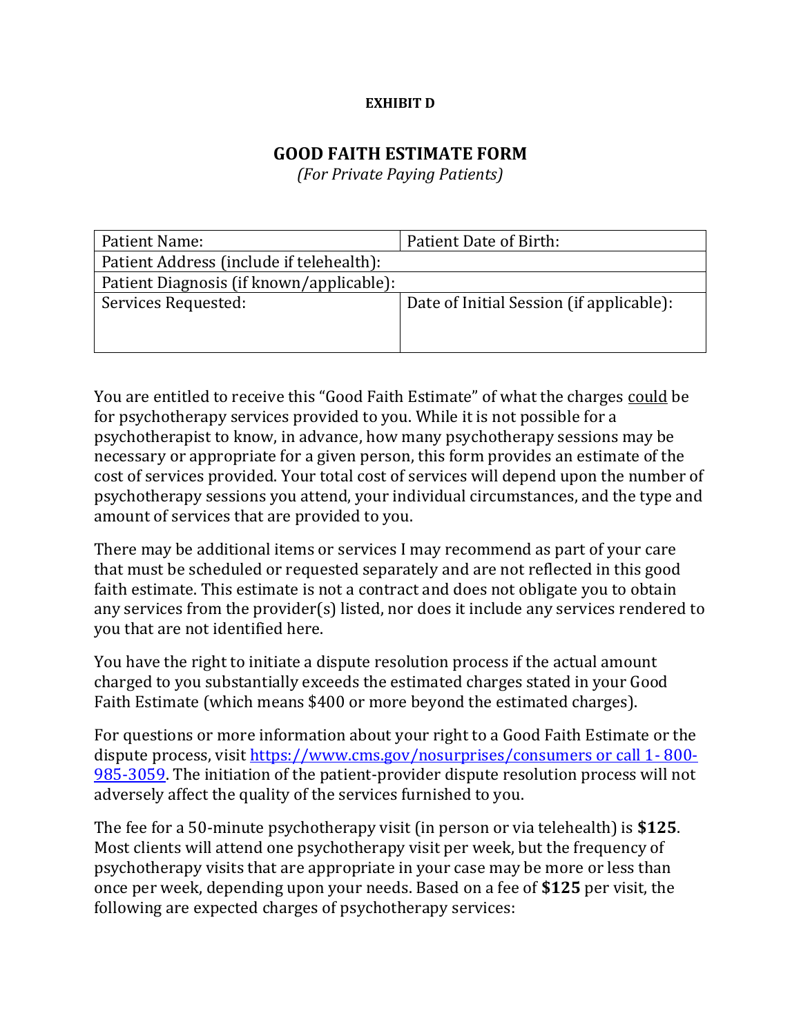**EXHIBIT D**

## GOOD FAITH ESTIMATE FORM

*(For Private Paying Patients)*

| Patient Name: | Patient Date of Birth: |
| --- | --- |
| Patient Address (include if telehealth): | |
| Patient Diagnosis (if known/applicable): | |
| Services Requested: | Date of Initial Session (if applicable): |

You are entitled to receive this "Good Faith Estimate" of what the charges could be for psychotherapy services provided to you. While it is not possible for a psychotherapist to know, in advance, how many psychotherapy sessions may be necessary or appropriate for a given person, this form provides an estimate of the cost of services provided. Your total cost of services will depend upon the number of psychotherapy sessions you attend, your individual circumstances, and the type and amount of services that are provided to you.

There may be additional items or services I may recommend as part of your care that must be scheduled or requested separately and are not reflected in this good faith estimate. This estimate is not a contract and does not obligate you to obtain any services from the provider(s) listed, nor does it include any services rendered to you that are not identified here.

You have the right to initiate a dispute resolution process if the actual amount charged to you substantially exceeds the estimated charges stated in your Good Faith Estimate (which means $400 or more beyond the estimated charges).

For questions or more information about your right to a Good Faith Estimate or the dispute process, visit https://www.cms.gov/nosurprises/consumers or call 1- 800-985-3059. The initiation of the patient-provider dispute resolution process will not adversely affect the quality of the services furnished to you.

The fee for a 50-minute psychotherapy visit (in person or via telehealth) is **$125**. Most clients will attend one psychotherapy visit per week, but the frequency of psychotherapy visits that are appropriate in your case may be more or less than once per week, depending upon your needs. Based on a fee of **$125** per visit, the following are expected charges of psychotherapy services: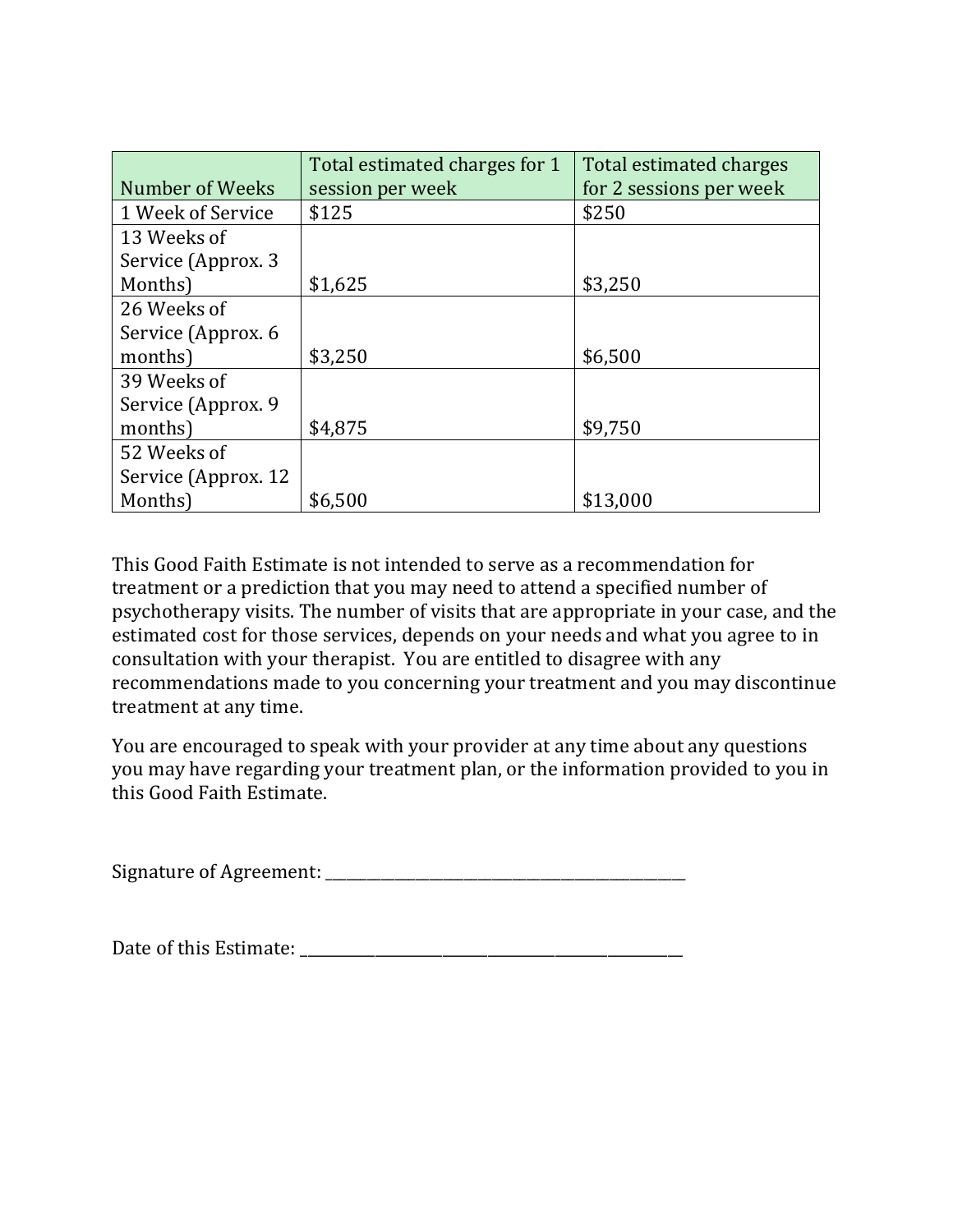| Number of Weeks | Total estimated charges for 1 session per week | Total estimated charges for 2 sessions per week |
|---|---|---|
| 1 Week of Service | $125 | $250 |
| 13 Weeks of Service (Approx. 3 Months) | $1,625 | $3,250 |
| 26 Weeks of Service (Approx. 6 months) | $3,250 | $6,500 |
| 39 Weeks of Service (Approx. 9 months) | $4,875 | $9,750 |
| 52 Weeks of Service (Approx. 12 Months) | $6,500 | $13,000 |

This Good Faith Estimate is not intended to serve as a recommendation for treatment or a prediction that you may need to attend a specified number of psychotherapy visits. The number of visits that are appropriate in your case, and the estimated cost for those services, depends on your needs and what you agree to in consultation with your therapist. You are entitled to disagree with any recommendations made to you concerning your treatment and you may discontinue treatment at any time.

You are encouraged to speak with your provider at any time about any questions you may have regarding your treatment plan, or the information provided to you in this Good Faith Estimate.

Signature of Agreement: ______________________________________________

Date of this Estimate: ________________________________________________